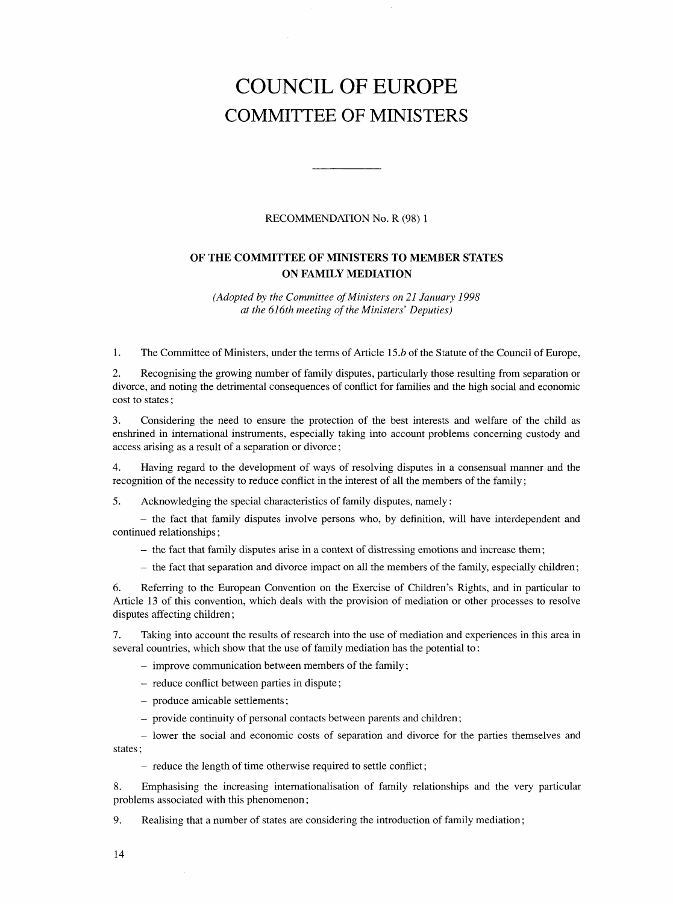# COUNCIL OF EUROPE
## COMMITTEE OF MINISTERS

---

RECOMMENDATION No. R (98) 1

**OF THE COMMITTEE OF MINISTERS TO MEMBER STATES ON FAMILY MEDIATION**

*(Adopted by the Committee of Ministers on 21 January 1998 at the 616th meeting of the Ministers' Deputies)*

1. The Committee of Ministers, under the terms of Article 15.*b* of the Statute of the Council of Europe,

2. Recognising the growing number of family disputes, particularly those resulting from separation or divorce, and noting the detrimental consequences of conflict for families and the high social and economic cost to states;

3. Considering the need to ensure the protection of the best interests and welfare of the child as enshrined in international instruments, especially taking into account problems concerning custody and access arising as a result of a separation or divorce;

4. Having regard to the development of ways of resolving disputes in a consensual manner and the recognition of the necessity to reduce conflict in the interest of all the members of the family;

5. Acknowledging the special characteristics of family disputes, namely:

   – the fact that family disputes involve persons who, by definition, will have interdependent and continued relationships;

   – the fact that family disputes arise in a context of distressing emotions and increase them;

   – the fact that separation and divorce impact on all the members of the family, especially children;

6. Referring to the European Convention on the Exercise of Children's Rights, and in particular to Article 13 of this convention, which deals with the provision of mediation or other processes to resolve disputes affecting children;

7. Taking into account the results of research into the use of mediation and experiences in this area in several countries, which show that the use of family mediation has the potential to:

   – improve communication between members of the family;

   – reduce conflict between parties in dispute;

   – produce amicable settlements;

   – provide continuity of personal contacts between parents and children;

   – lower the social and economic costs of separation and divorce for the parties themselves and states;

   – reduce the length of time otherwise required to settle conflict;

8. Emphasising the increasing internationalisation of family relationships and the very particular problems associated with this phenomenon;

9. Realising that a number of states are considering the introduction of family mediation;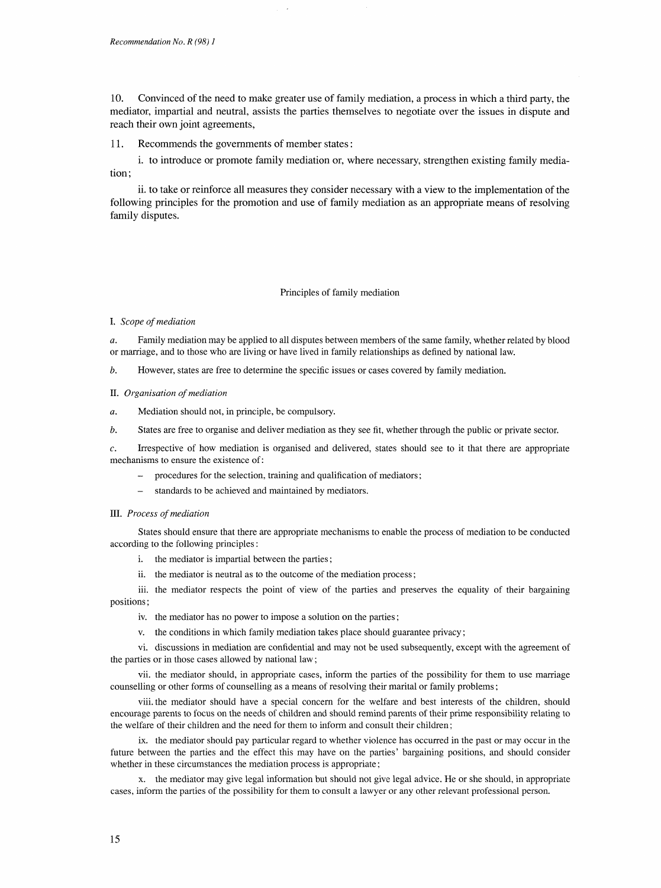10. Convinced of the need to make greater use of family mediation, a process in which a third party, the mediator, impartial and neutral, assists the parties themselves to negotiate over the issues in dispute and reach their own joint agreements,

11. Recommends the governments of member states:

i. to introduce or promote family mediation or, where necessary, strengthen existing family mediation;

ii. to take or reinforce all measures they consider necessary with a view to the implementation of the following principles for the promotion and use of family mediation as an appropriate means of resolving family disputes.

## Principles of family mediation

### I. *Scope of mediation*

*a.* Family mediation may be applied to all disputes between members of the same family, whether related by blood or marriage, and to those who are living or have lived in family relationships as defined by national law.

*b.* However, states are free to determine the specific issues or cases covered by family mediation.

### II. *Organisation of mediation*

*a.* Mediation should not, in principle, be compulsory.

*b.* States are free to organise and deliver mediation as they see fit, whether through the public or private sector.

*c.* Irrespective of how mediation is organised and delivered, states should see to it that there are appropriate mechanisms to ensure the existence of:

- procedures for the selection, training and qualification of mediators;
- standards to be achieved and maintained by mediators.

### III. *Process of mediation*

States should ensure that there are appropriate mechanisms to enable the process of mediation to be conducted according to the following principles:

i. the mediator is impartial between the parties;

ii. the mediator is neutral as to the outcome of the mediation process;

iii. the mediator respects the point of view of the parties and preserves the equality of their bargaining positions;

iv. the mediator has no power to impose a solution on the parties;

v. the conditions in which family mediation takes place should guarantee privacy;

vi. discussions in mediation are confidential and may not be used subsequently, except with the agreement of the parties or in those cases allowed by national law;

vii. the mediator should, in appropriate cases, inform the parties of the possibility for them to use marriage counselling or other forms of counselling as a means of resolving their marital or family problems;

viii. the mediator should have a special concern for the welfare and best interests of the children, should encourage parents to focus on the needs of children and should remind parents of their prime responsibility relating to the welfare of their children and the need for them to inform and consult their children;

ix. the mediator should pay particular regard to whether violence has occurred in the past or may occur in the future between the parties and the effect this may have on the parties' bargaining positions, and should consider whether in these circumstances the mediation process is appropriate;

x. the mediator may give legal information but should not give legal advice. He or she should, in appropriate cases, inform the parties of the possibility for them to consult a lawyer or any other relevant professional person.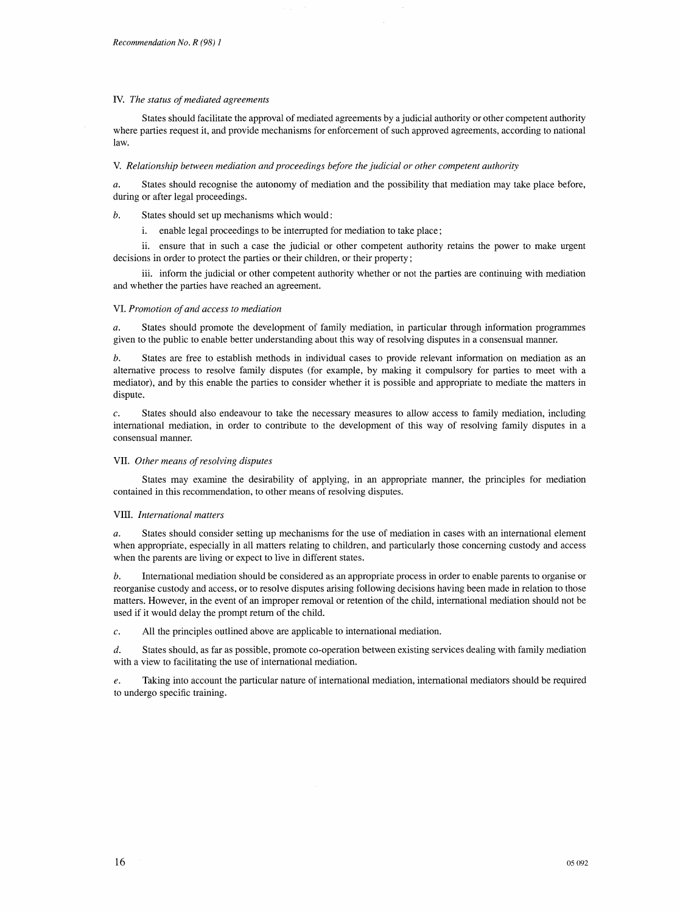### IV. *The status of mediated agreements*

States should facilitate the approval of mediated agreements by a judicial authority or other competent authority where parties request it, and provide mechanisms for enforcement of such approved agreements, according to national law.

### V. *Relationship between mediation and proceedings before the judicial or other competent authority*

*a.* States should recognise the autonomy of mediation and the possibility that mediation may take place before, during or after legal proceedings.

*b.* States should set up mechanisms which would:

i. enable legal proceedings to be interrupted for mediation to take place;

ii. ensure that in such a case the judicial or other competent authority retains the power to make urgent decisions in order to protect the parties or their children, or their property;

iii. inform the judicial or other competent authority whether or not the parties are continuing with mediation and whether the parties have reached an agreement.

### VI. *Promotion of and access to mediation*

*a.* States should promote the development of family mediation, in particular through information programmes given to the public to enable better understanding about this way of resolving disputes in a consensual manner.

*b.* States are free to establish methods in individual cases to provide relevant information on mediation as an alternative process to resolve family disputes (for example, by making it compulsory for parties to meet with a mediator), and by this enable the parties to consider whether it is possible and appropriate to mediate the matters in dispute.

*c.* States should also endeavour to take the necessary measures to allow access to family mediation, including international mediation, in order to contribute to the development of this way of resolving family disputes in a consensual manner.

### VII. *Other means of resolving disputes*

States may examine the desirability of applying, in an appropriate manner, the principles for mediation contained in this recommendation, to other means of resolving disputes.

### VIII. *International matters*

*a.* States should consider setting up mechanisms for the use of mediation in cases with an international element when appropriate, especially in all matters relating to children, and particularly those concerning custody and access when the parents are living or expect to live in different states.

*b.* International mediation should be considered as an appropriate process in order to enable parents to organise or reorganise custody and access, or to resolve disputes arising following decisions having been made in relation to those matters. However, in the event of an improper removal or retention of the child, international mediation should not be used if it would delay the prompt return of the child.

*c.* All the principles outlined above are applicable to international mediation.

*d.* States should, as far as possible, promote co-operation between existing services dealing with family mediation with a view to facilitating the use of international mediation.

*e.* Taking into account the particular nature of international mediation, international mediators should be required to undergo specific training.